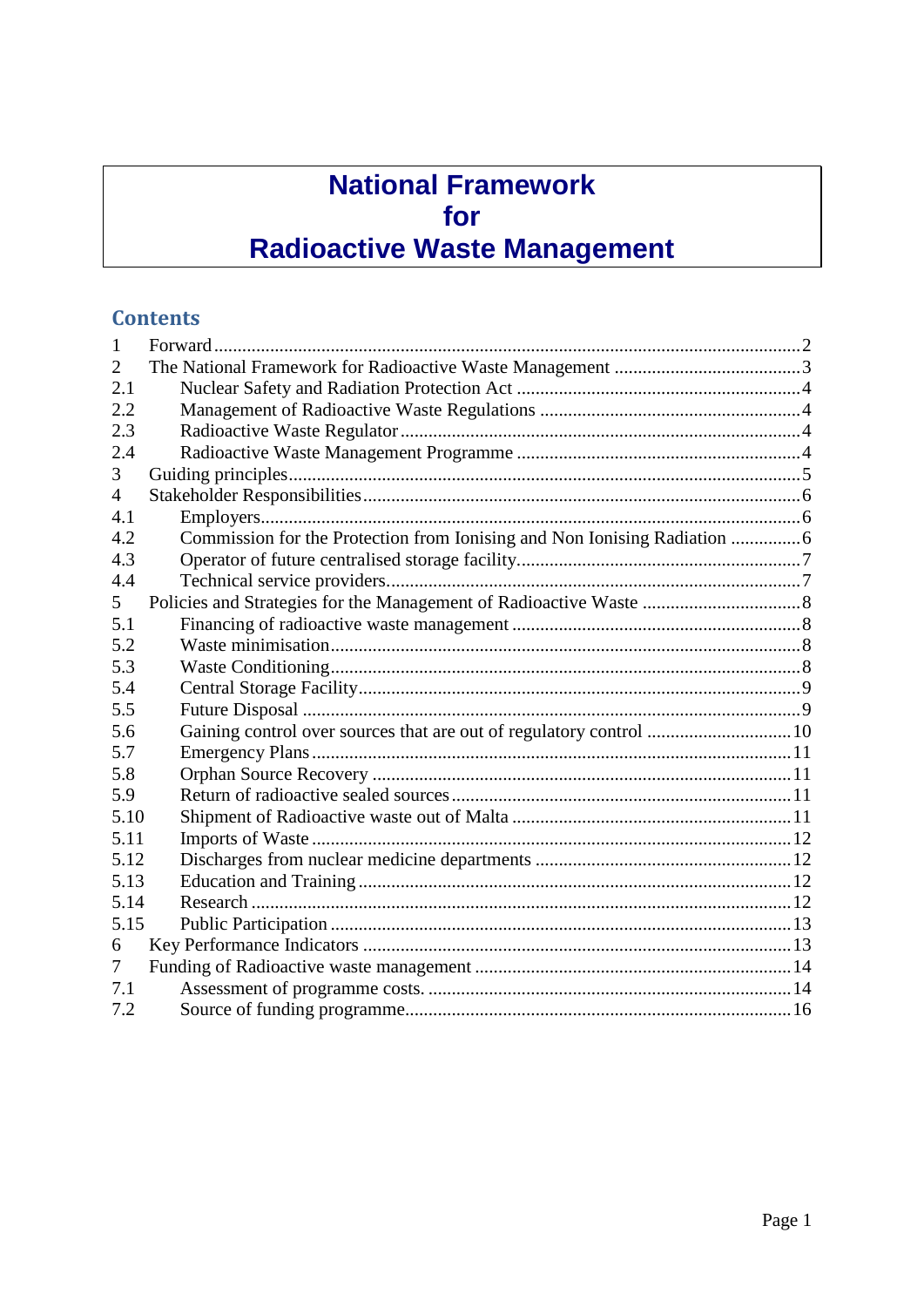# National Framework for Radioactive Waste Management

## Contents

| | | |
|---|---|---|
| 1 | Forward | 2 |
| 2 | The National Framework for Radioactive Waste Management | 3 |
| 2.1 | Nuclear Safety and Radiation Protection Act | 4 |
| 2.2 | Management of Radioactive Waste Regulations | 4 |
| 2.3 | Radioactive Waste Regulator | 4 |
| 2.4 | Radioactive Waste Management Programme | 4 |
| 3 | Guiding principles | 5 |
| 4 | Stakeholder Responsibilities | 6 |
| 4.1 | Employers | 6 |
| 4.2 | Commission for the Protection from Ionising and Non Ionising Radiation | 6 |
| 4.3 | Operator of future centralised storage facility | 7 |
| 4.4 | Technical service providers | 7 |
| 5 | Policies and Strategies for the Management of Radioactive Waste | 8 |
| 5.1 | Financing of radioactive waste management | 8 |
| 5.2 | Waste minimisation | 8 |
| 5.3 | Waste Conditioning | 8 |
| 5.4 | Central Storage Facility | 9 |
| 5.5 | Future Disposal | 9 |
| 5.6 | Gaining control over sources that are out of regulatory control | 10 |
| 5.7 | Emergency Plans | 11 |
| 5.8 | Orphan Source Recovery | 11 |
| 5.9 | Return of radioactive sealed sources | 11 |
| 5.10 | Shipment of Radioactive waste out of Malta | 11 |
| 5.11 | Imports of Waste | 12 |
| 5.12 | Discharges from nuclear medicine departments | 12 |
| 5.13 | Education and Training | 12 |
| 5.14 | Research | 12 |
| 5.15 | Public Participation | 13 |
| 6 | Key Performance Indicators | 13 |
| 7 | Funding of Radioactive waste management | 14 |
| 7.1 | Assessment of programme costs. | 14 |
| 7.2 | Source of funding programme | 16 |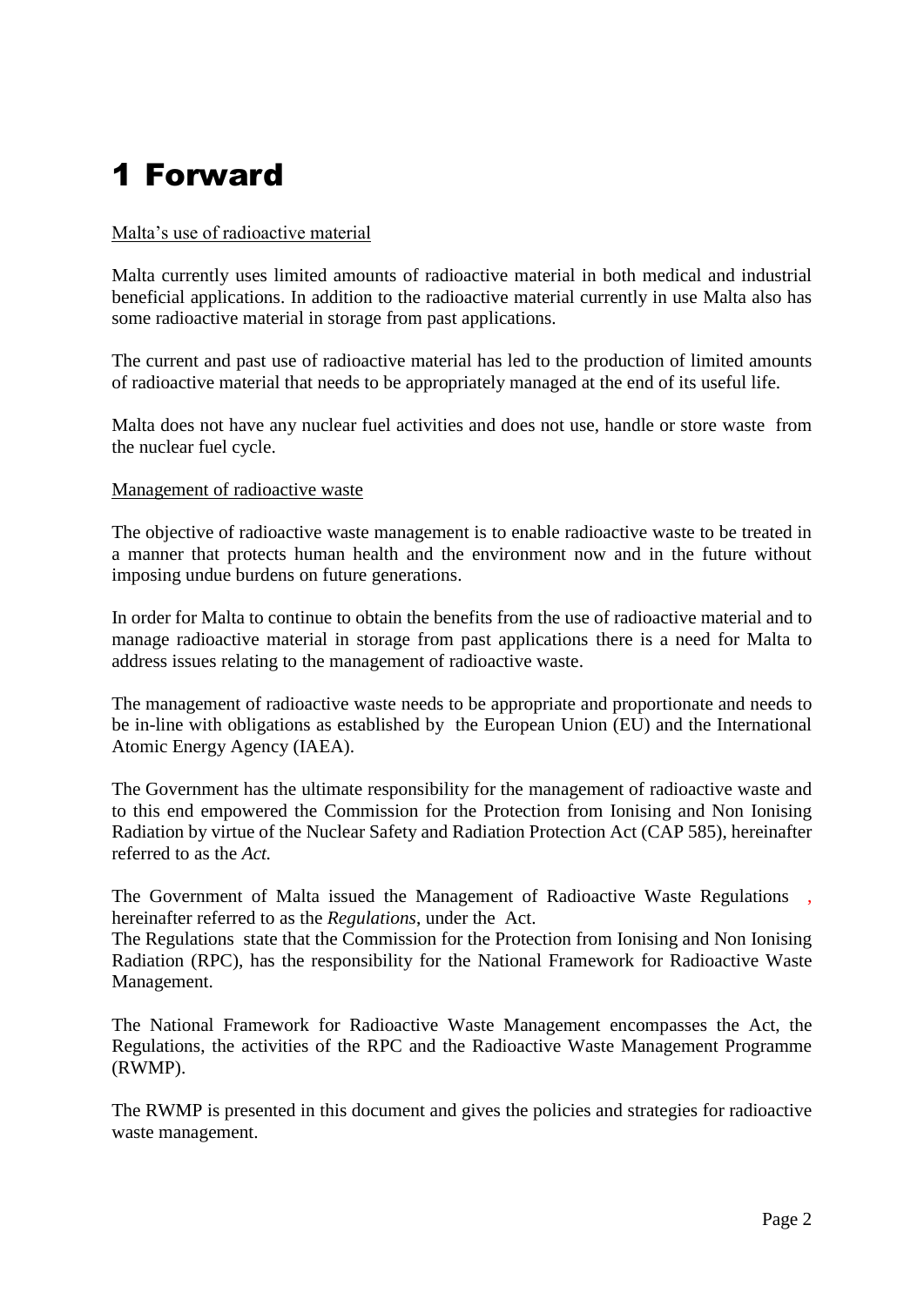# 1 Forward

Malta's use of radioactive material

Malta currently uses limited amounts of radioactive material in both medical and industrial beneficial applications. In addition to the radioactive material currently in use Malta also has some radioactive material in storage from past applications.

The current and past use of radioactive material has led to the production of limited amounts of radioactive material that needs to be appropriately managed at the end of its useful life.

Malta does not have any nuclear fuel activities and does not use, handle or store waste from the nuclear fuel cycle.

Management of radioactive waste

The objective of radioactive waste management is to enable radioactive waste to be treated in a manner that protects human health and the environment now and in the future without imposing undue burdens on future generations.

In order for Malta to continue to obtain the benefits from the use of radioactive material and to manage radioactive material in storage from past applications there is a need for Malta to address issues relating to the management of radioactive waste.

The management of radioactive waste needs to be appropriate and proportionate and needs to be in-line with obligations as established by the European Union (EU) and the International Atomic Energy Agency (IAEA).

The Government has the ultimate responsibility for the management of radioactive waste and to this end empowered the Commission for the Protection from Ionising and Non Ionising Radiation by virtue of the Nuclear Safety and Radiation Protection Act (CAP 585), hereinafter referred to as the *Act.*

The Government of Malta issued the Management of Radioactive Waste Regulations , hereinafter referred to as the *Regulations*, under the Act.
The Regulations state that the Commission for the Protection from Ionising and Non Ionising Radiation (RPC), has the responsibility for the National Framework for Radioactive Waste Management.

The National Framework for Radioactive Waste Management encompasses the Act, the Regulations, the activities of the RPC and the Radioactive Waste Management Programme (RWMP).

The RWMP is presented in this document and gives the policies and strategies for radioactive waste management.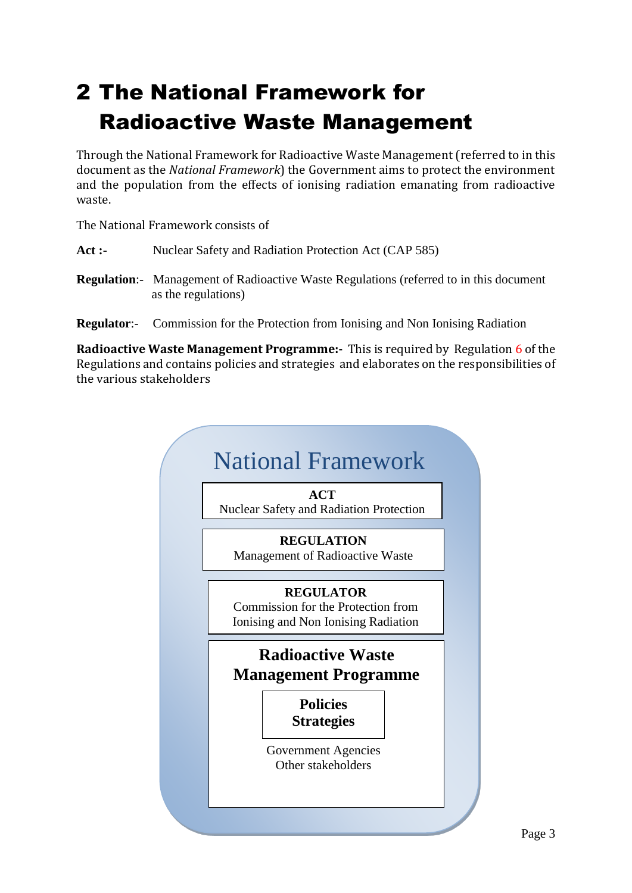# 2 The National Framework for Radioactive Waste Management

Through the National Framework for Radioactive Waste Management (referred to in this document as the *National Framework*) the Government aims to protect the environment and the population from the effects of ionising radiation emanating from radioactive waste.

The National Framework consists of

**Act :-** Nuclear Safety and Radiation Protection Act (CAP 585)

**Regulation**:- Management of Radioactive Waste Regulations (referred to in this document as the regulations)

**Regulator**:- Commission for the Protection from Ionising and Non Ionising Radiation

**Radioactive Waste Management Programme:-** This is required by Regulation 6 of the Regulations and contains policies and strategies and elaborates on the responsibilities of the various stakeholders

National Framework

**ACT**
Nuclear Safety and Radiation Protection

**REGULATION**
Management of Radioactive Waste

**REGULATOR**
Commission for the Protection from Ionising and Non Ionising Radiation

**Radioactive Waste Management Programme**

**Policies**
**Strategies**

Government Agencies
Other stakeholders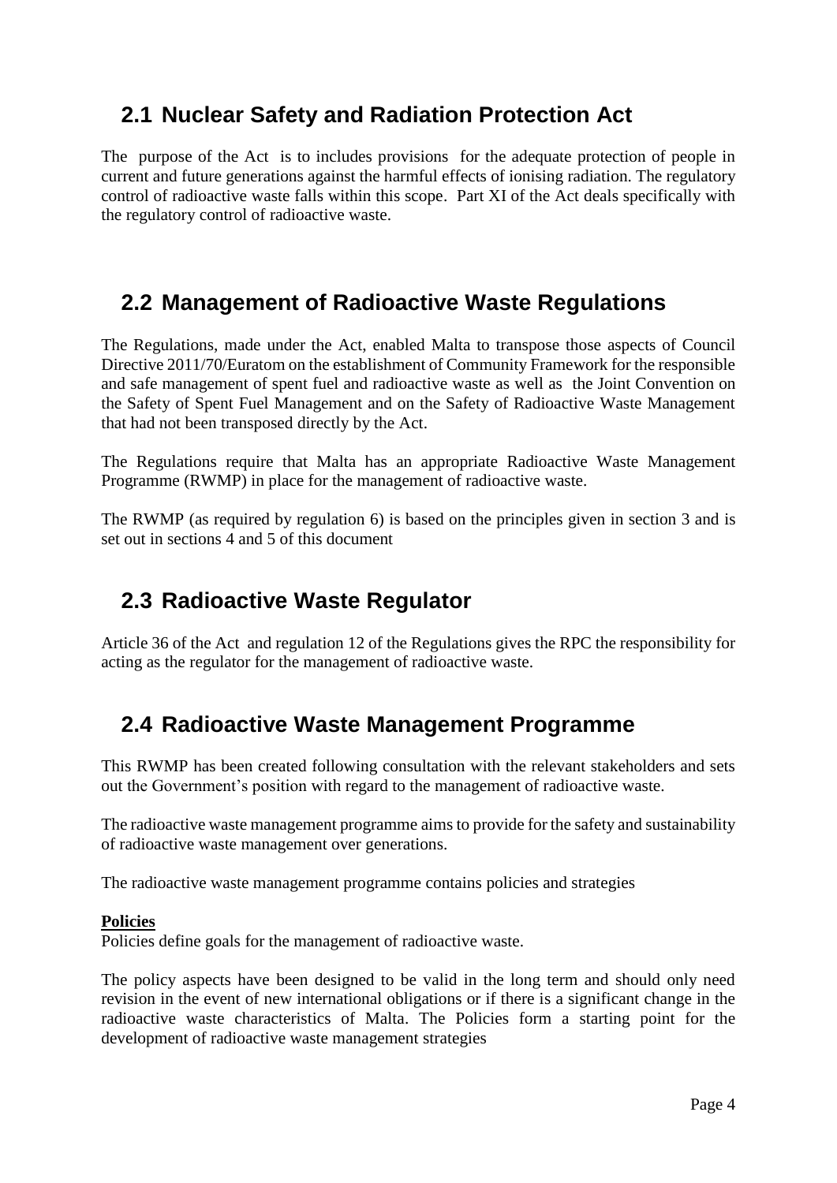## 2.1 Nuclear Safety and Radiation Protection Act

The purpose of the Act is to includes provisions for the adequate protection of people in current and future generations against the harmful effects of ionising radiation. The regulatory control of radioactive waste falls within this scope. Part XI of the Act deals specifically with the regulatory control of radioactive waste.

## 2.2 Management of Radioactive Waste Regulations

The Regulations, made under the Act, enabled Malta to transpose those aspects of Council Directive 2011/70/Euratom on the establishment of Community Framework for the responsible and safe management of spent fuel and radioactive waste as well as the Joint Convention on the Safety of Spent Fuel Management and on the Safety of Radioactive Waste Management that had not been transposed directly by the Act.

The Regulations require that Malta has an appropriate Radioactive Waste Management Programme (RWMP) in place for the management of radioactive waste.

The RWMP (as required by regulation 6) is based on the principles given in section 3 and is set out in sections 4 and 5 of this document

## 2.3 Radioactive Waste Regulator

Article 36 of the Act and regulation 12 of the Regulations gives the RPC the responsibility for acting as the regulator for the management of radioactive waste.

## 2.4 Radioactive Waste Management Programme

This RWMP has been created following consultation with the relevant stakeholders and sets out the Government's position with regard to the management of radioactive waste.

The radioactive waste management programme aims to provide for the safety and sustainability of radioactive waste management over generations.

The radioactive waste management programme contains policies and strategies

**Policies**

Policies define goals for the management of radioactive waste.

The policy aspects have been designed to be valid in the long term and should only need revision in the event of new international obligations or if there is a significant change in the radioactive waste characteristics of Malta. The Policies form a starting point for the development of radioactive waste management strategies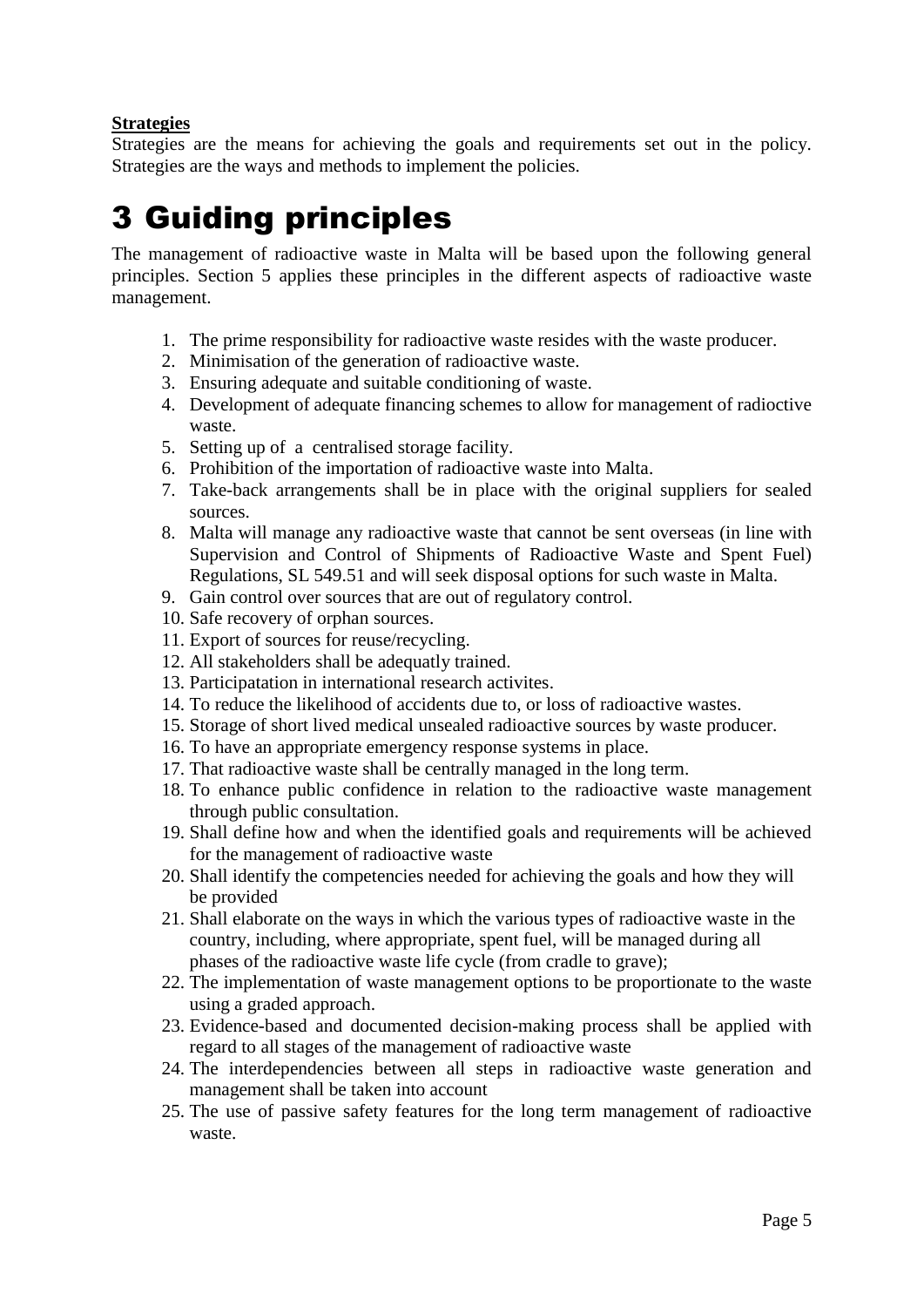**Strategies**

Strategies are the means for achieving the goals and requirements set out in the policy. Strategies are the ways and methods to implement the policies.

# 3 Guiding principles

The management of radioactive waste in Malta will be based upon the following general principles. Section 5 applies these principles in the different aspects of radioactive waste management.

1. The prime responsibility for radioactive waste resides with the waste producer.
2. Minimisation of the generation of radioactive waste.
3. Ensuring adequate and suitable conditioning of waste.
4. Development of adequate financing schemes to allow for management of radioctive waste.
5. Setting up of a centralised storage facility.
6. Prohibition of the importation of radioactive waste into Malta.
7. Take-back arrangements shall be in place with the original suppliers for sealed sources.
8. Malta will manage any radioactive waste that cannot be sent overseas (in line with Supervision and Control of Shipments of Radioactive Waste and Spent Fuel) Regulations, SL 549.51 and will seek disposal options for such waste in Malta.
9. Gain control over sources that are out of regulatory control.
10. Safe recovery of orphan sources.
11. Export of sources for reuse/recycling.
12. All stakeholders shall be adequatly trained.
13. Participatation in international research activites.
14. To reduce the likelihood of accidents due to, or loss of radioactive wastes.
15. Storage of short lived medical unsealed radioactive sources by waste producer.
16. To have an appropriate emergency response systems in place.
17. That radioactive waste shall be centrally managed in the long term.
18. To enhance public confidence in relation to the radioactive waste management through public consultation.
19. Shall define how and when the identified goals and requirements will be achieved for the management of radioactive waste
20. Shall identify the competencies needed for achieving the goals and how they will be provided
21. Shall elaborate on the ways in which the various types of radioactive waste in the country, including, where appropriate, spent fuel, will be managed during all phases of the radioactive waste life cycle (from cradle to grave);
22. The implementation of waste management options to be proportionate to the waste using a graded approach.
23. Evidence-based and documented decision-making process shall be applied with regard to all stages of the management of radioactive waste
24. The interdependencies between all steps in radioactive waste generation and management shall be taken into account
25. The use of passive safety features for the long term management of radioactive waste.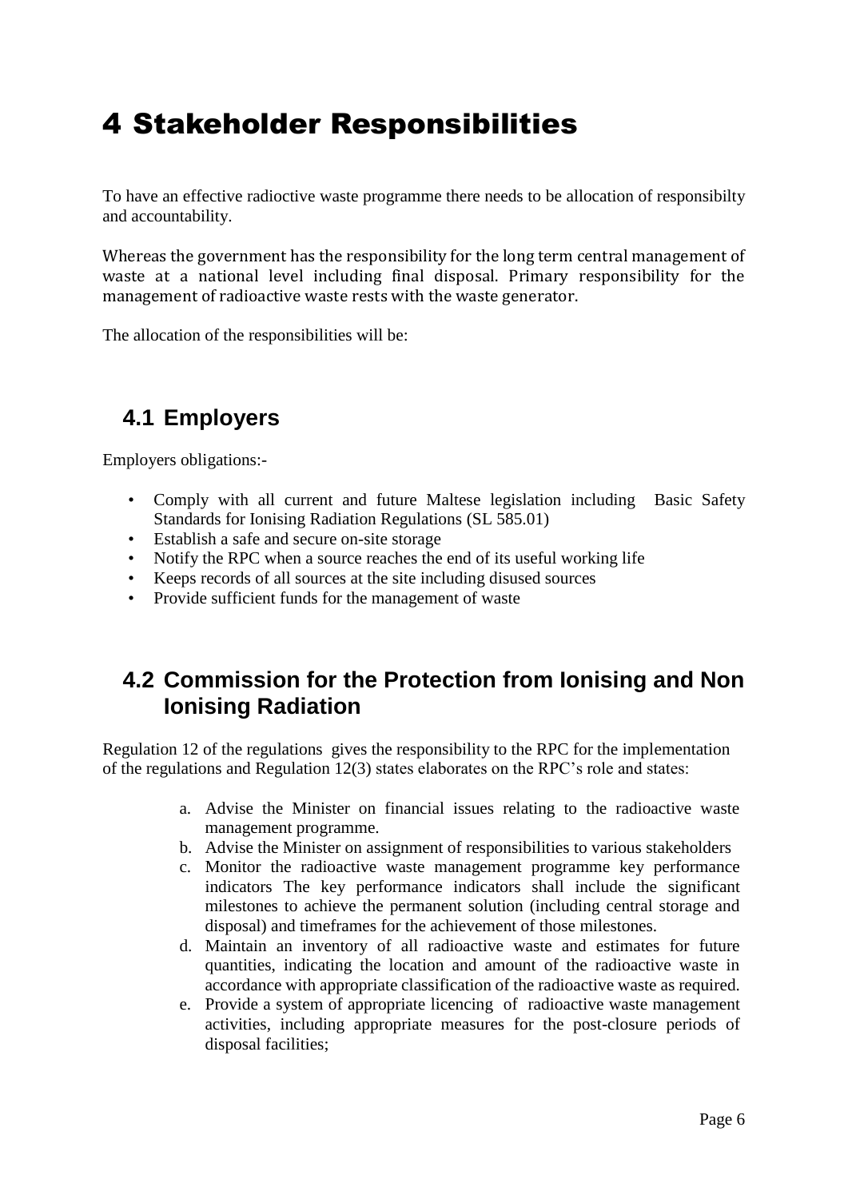# 4 Stakeholder Responsibilities

To have an effective radioctive waste programme there needs to be allocation of responsibilty and accountability.

Whereas the government has the responsibility for the long term central management of waste at a national level including final disposal. Primary responsibility for the management of radioactive waste rests with the waste generator.

The allocation of the responsibilities will be:

## 4.1 Employers

Employers obligations:-

- Comply with all current and future Maltese legislation including Basic Safety Standards for Ionising Radiation Regulations (SL 585.01)
- Establish a safe and secure on-site storage
- Notify the RPC when a source reaches the end of its useful working life
- Keeps records of all sources at the site including disused sources
- Provide sufficient funds for the management of waste

## 4.2 Commission for the Protection from Ionising and Non Ionising Radiation

Regulation 12 of the regulations gives the responsibility to the RPC for the implementation of the regulations and Regulation 12(3) states elaborates on the RPC's role and states:

a. Advise the Minister on financial issues relating to the radioactive waste management programme.
b. Advise the Minister on assignment of responsibilities to various stakeholders
c. Monitor the radioactive waste management programme key performance indicators The key performance indicators shall include the significant milestones to achieve the permanent solution (including central storage and disposal) and timeframes for the achievement of those milestones.
d. Maintain an inventory of all radioactive waste and estimates for future quantities, indicating the location and amount of the radioactive waste in accordance with appropriate classification of the radioactive waste as required.
e. Provide a system of appropriate licencing of radioactive waste management activities, including appropriate measures for the post-closure periods of disposal facilities;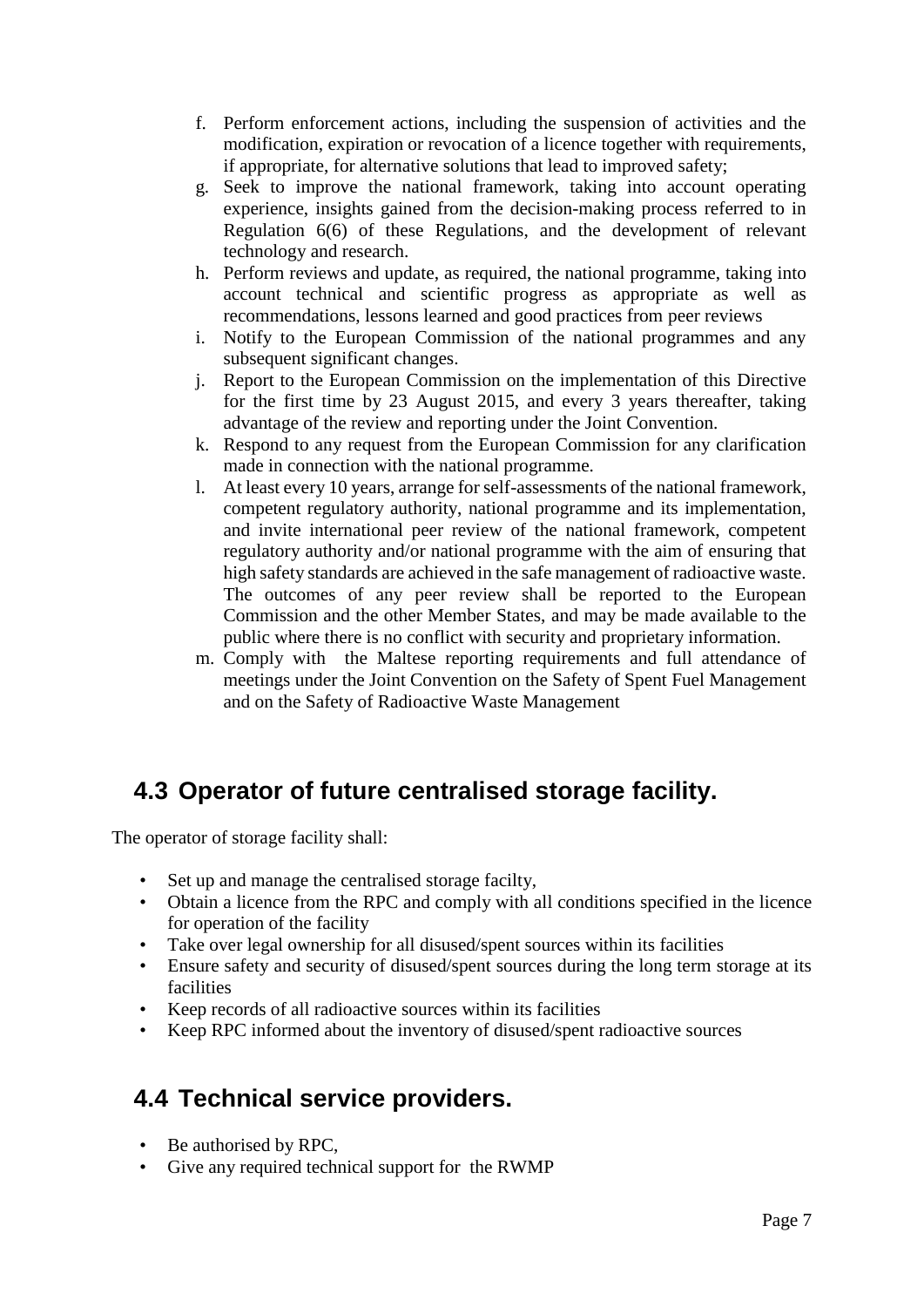f. Perform enforcement actions, including the suspension of activities and the modification, expiration or revocation of a licence together with requirements, if appropriate, for alternative solutions that lead to improved safety;
g. Seek to improve the national framework, taking into account operating experience, insights gained from the decision-making process referred to in Regulation 6(6) of these Regulations, and the development of relevant technology and research.
h. Perform reviews and update, as required, the national programme, taking into account technical and scientific progress as appropriate as well as recommendations, lessons learned and good practices from peer reviews
i. Notify to the European Commission of the national programmes and any subsequent significant changes.
j. Report to the European Commission on the implementation of this Directive for the first time by 23 August 2015, and every 3 years thereafter, taking advantage of the review and reporting under the Joint Convention.
k. Respond to any request from the European Commission for any clarification made in connection with the national programme.
l. At least every 10 years, arrange for self-assessments of the national framework, competent regulatory authority, national programme and its implementation, and invite international peer review of the national framework, competent regulatory authority and/or national programme with the aim of ensuring that high safety standards are achieved in the safe management of radioactive waste. The outcomes of any peer review shall be reported to the European Commission and the other Member States, and may be made available to the public where there is no conflict with security and proprietary information.
m. Comply with the Maltese reporting requirements and full attendance of meetings under the Joint Convention on the Safety of Spent Fuel Management and on the Safety of Radioactive Waste Management

## 4.3 Operator of future centralised storage facility.

The operator of storage facility shall:

- Set up and manage the centralised storage facilty,
- Obtain a licence from the RPC and comply with all conditions specified in the licence for operation of the facility
- Take over legal ownership for all disused/spent sources within its facilities
- Ensure safety and security of disused/spent sources during the long term storage at its facilities
- Keep records of all radioactive sources within its facilities
- Keep RPC informed about the inventory of disused/spent radioactive sources

## 4.4 Technical service providers.

- Be authorised by RPC,
- Give any required technical support for the RWMP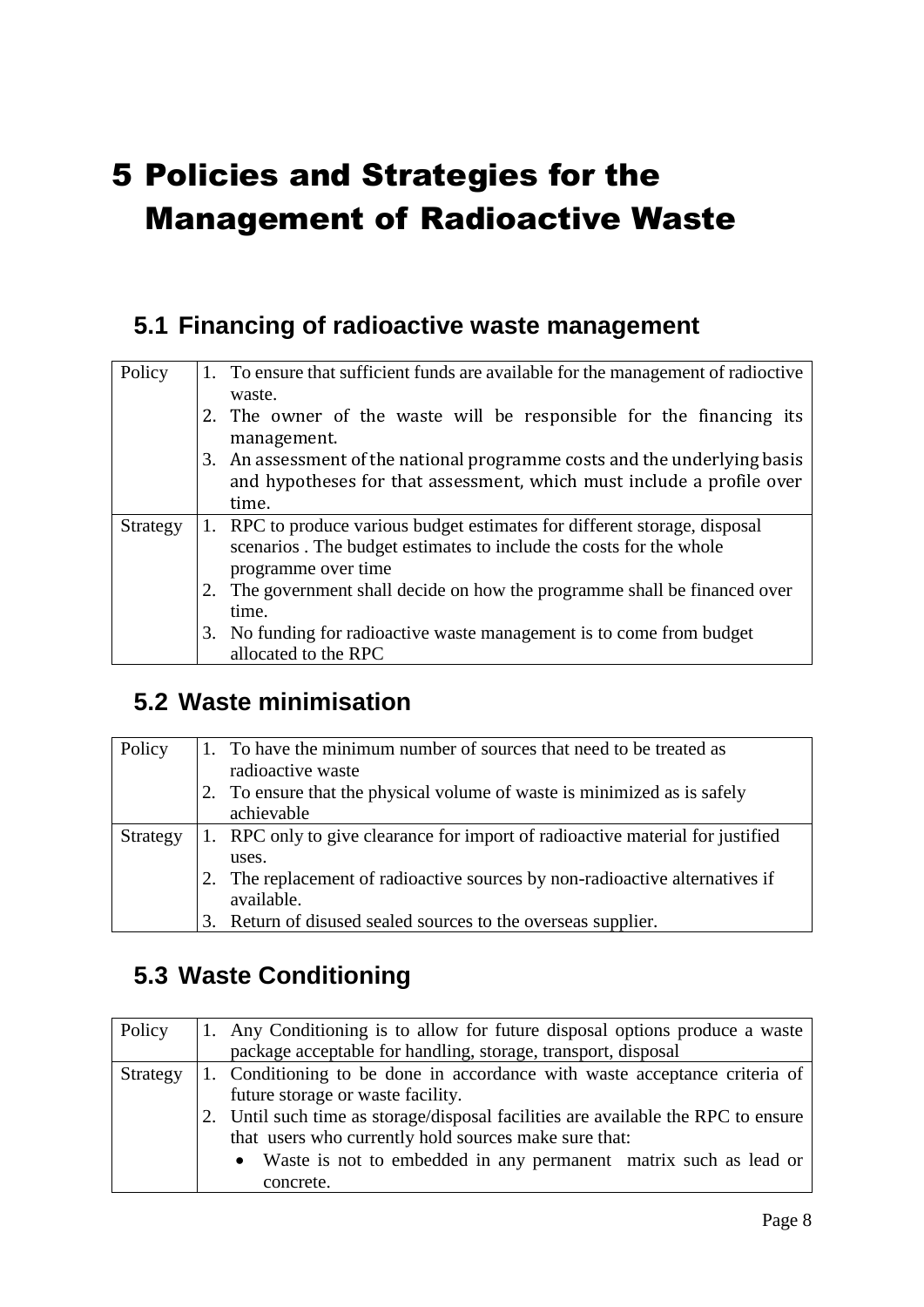# 5 Policies and Strategies for the Management of Radioactive Waste

## 5.1 Financing of radioactive waste management

| | |
|---|---|
| Policy | 1. To ensure that sufficient funds are available for the management of radioctive waste.<br>2. The owner of the waste will be responsible for the financing its management.<br>3. An assessment of the national programme costs and the underlying basis and hypotheses for that assessment, which must include a profile over time. |
| Strategy | 1. RPC to produce various budget estimates for different storage, disposal scenarios . The budget estimates to include the costs for the whole programme over time<br>2. The government shall decide on how the programme shall be financed over time.<br>3. No funding for radioactive waste management is to come from budget allocated to the RPC |

## 5.2 Waste minimisation

| | |
|---|---|
| Policy | 1. To have the minimum number of sources that need to be treated as radioactive waste<br>2. To ensure that the physical volume of waste is minimized as is safely achievable |
| Strategy | 1. RPC only to give clearance for import of radioactive material for justified uses.<br>2. The replacement of radioactive sources by non-radioactive alternatives if available.<br>3. Return of disused sealed sources to the overseas supplier. |

## 5.3 Waste Conditioning

| | |
|---|---|
| Policy | 1. Any Conditioning is to allow for future disposal options produce a waste package acceptable for handling, storage, transport, disposal |
| Strategy | 1. Conditioning to be done in accordance with waste acceptance criteria of future storage or waste facility.<br>2. Until such time as storage/disposal facilities are available the RPC to ensure that users who currently hold sources make sure that:<br>• Waste is not to embedded in any permanent matrix such as lead or concrete. |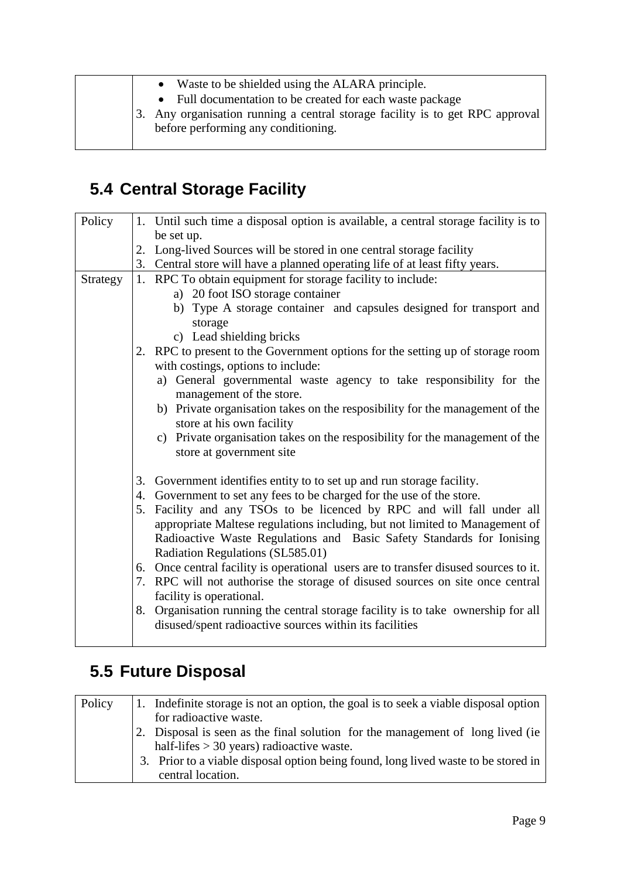| | • Waste to be shielded using the ALARA principle.<br>• Full documentation to be created for each waste package<br>3. Any organisation running a central storage facility is to get RPC approval before performing any conditioning. |
|---|---|

## 5.4 Central Storage Facility

| Policy | 1. Until such time a disposal option is available, a central storage facility is to be set up.<br>2. Long-lived Sources will be stored in one central storage facility<br>3. Central store will have a planned operating life of at least fifty years. |
|---|---|
| Strategy | 1. RPC To obtain equipment for storage facility to include:<br>a) 20 foot ISO storage container<br>b) Type A storage container and capsules designed for transport and storage<br>c) Lead shielding bricks<br>2. RPC to present to the Government options for the setting up of storage room with costings, options to include:<br>a) General governmental waste agency to take responsibility for the management of the store.<br>b) Private organisation takes on the resposibility for the management of the store at his own facility<br>c) Private organisation takes on the resposibility for the management of the store at government site<br><br>3. Government identifies entity to to set up and run storage facility.<br>4. Government to set any fees to be charged for the use of the store.<br>5. Facility and any TSOs to be licenced by RPC and will fall under all appropriate Maltese regulations including, but not limited to Management of Radioactive Waste Regulations and Basic Safety Standards for Ionising Radiation Regulations (SL585.01)<br>6. Once central facility is operational users are to transfer disused sources to it.<br>7. RPC will not authorise the storage of disused sources on site once central facility is operational.<br>8. Organisation running the central storage facility is to take ownership for all disused/spent radioactive sources within its facilities |

## 5.5 Future Disposal

| Policy | 1. Indefinite storage is not an option, the goal is to seek a viable disposal option for radioactive waste.<br>2. Disposal is seen as the final solution for the management of long lived (ie half-lifes > 30 years) radioactive waste.<br>3. Prior to a viable disposal option being found, long lived waste to be stored in central location. |
|---|---|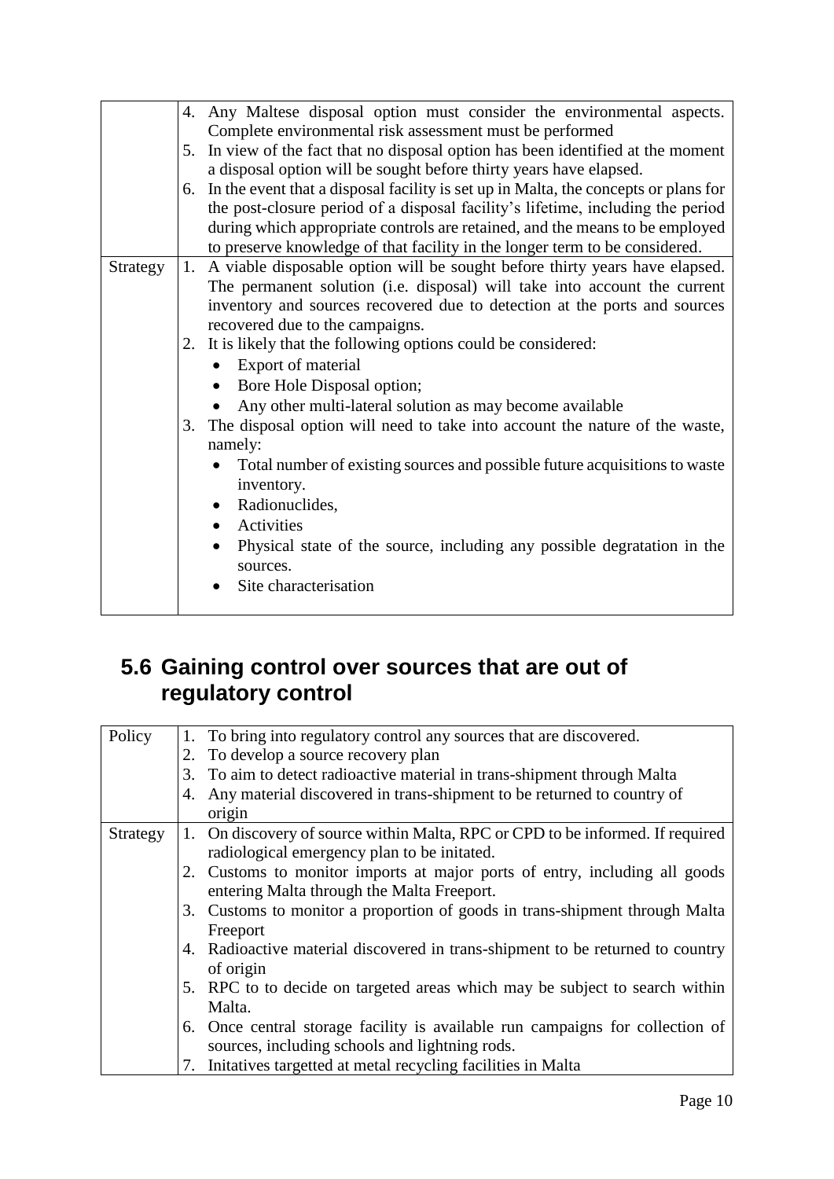| | |
|---|---|
| | 4. Any Maltese disposal option must consider the environmental aspects. Complete environmental risk assessment must be performed<br>5. In view of the fact that no disposal option has been identified at the moment a disposal option will be sought before thirty years have elapsed.<br>6. In the event that a disposal facility is set up in Malta, the concepts or plans for the post-closure period of a disposal facility's lifetime, including the period during which appropriate controls are retained, and the means to be employed to preserve knowledge of that facility in the longer term to be considered. |
| Strategy | 1. A viable disposable option will be sought before thirty years have elapsed. The permanent solution (i.e. disposal) will take into account the current inventory and sources recovered due to detection at the ports and sources recovered due to the campaigns.<br>2. It is likely that the following options could be considered:<br>• Export of material<br>• Bore Hole Disposal option;<br>• Any other multi-lateral solution as may become available<br>3. The disposal option will need to take into account the nature of the waste, namely:<br>• Total number of existing sources and possible future acquisitions to waste inventory.<br>• Radionuclides,<br>• Activities<br>• Physical state of the source, including any possible degratation in the sources.<br>• Site characterisation |

## 5.6 Gaining control over sources that are out of regulatory control

| | |
|---|---|
| Policy | 1. To bring into regulatory control any sources that are discovered.<br>2. To develop a source recovery plan<br>3. To aim to detect radioactive material in trans-shipment through Malta<br>4. Any material discovered in trans-shipment to be returned to country of origin |
| Strategy | 1. On discovery of source within Malta, RPC or CPD to be informed. If required radiological emergency plan to be initated.<br>2. Customs to monitor imports at major ports of entry, including all goods entering Malta through the Malta Freeport.<br>3. Customs to monitor a proportion of goods in trans-shipment through Malta Freeport<br>4. Radioactive material discovered in trans-shipment to be returned to country of origin<br>5. RPC to to decide on targeted areas which may be subject to search within Malta.<br>6. Once central storage facility is available run campaigns for collection of sources, including schools and lightning rods.<br>7. Initatives targetted at metal recycling facilities in Malta |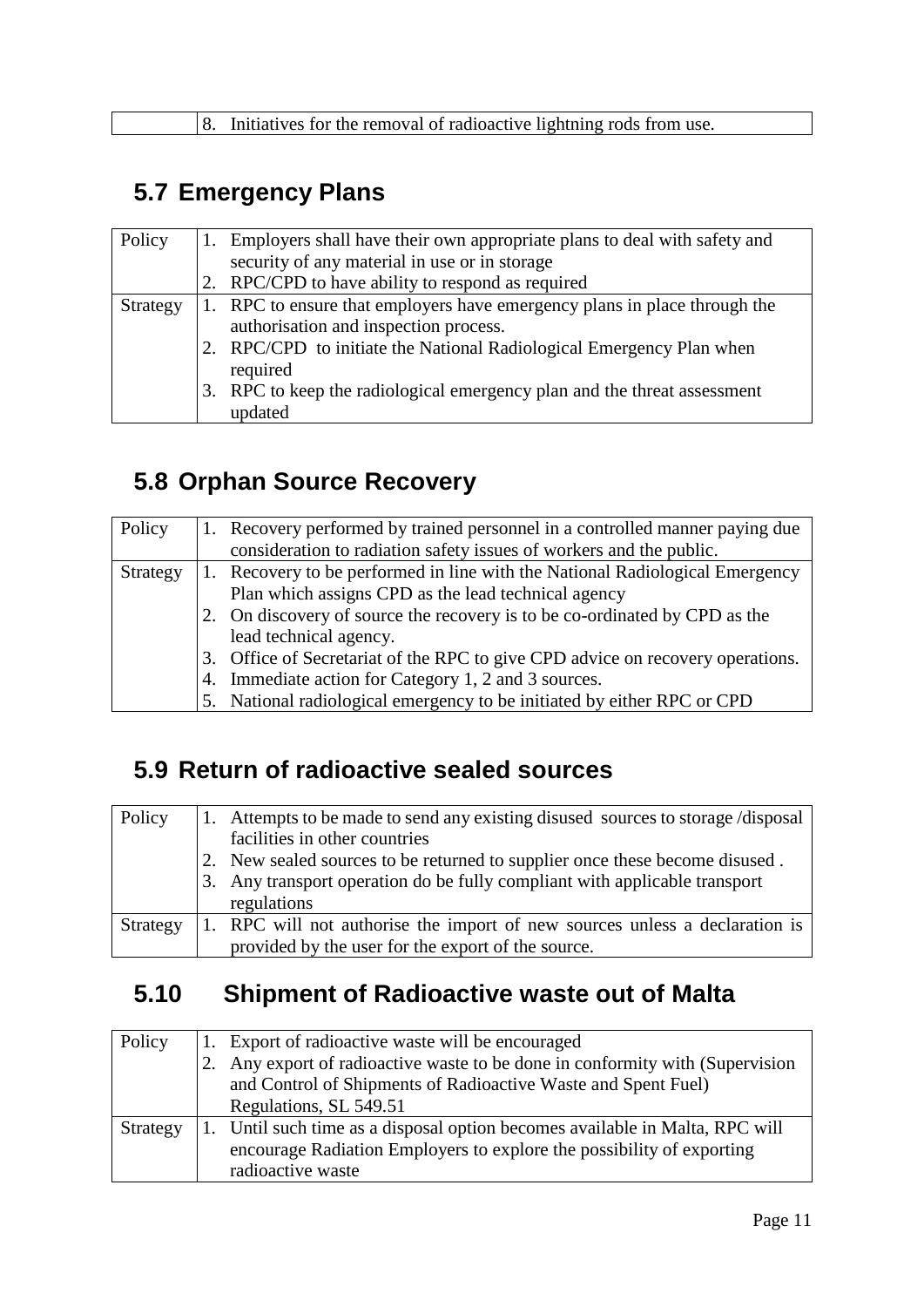| | 8. Initiatives for the removal of radioactive lightning rods from use. |
|---|---|

## 5.7 Emergency Plans

| Policy | 1. Employers shall have their own appropriate plans to deal with safety and security of any material in use or in storage<br>2. RPC/CPD to have ability to respond as required |
|---|---|
| Strategy | 1. RPC to ensure that employers have emergency plans in place through the authorisation and inspection process.<br>2. RPC/CPD to initiate the National Radiological Emergency Plan when required<br>3. RPC to keep the radiological emergency plan and the threat assessment updated |

## 5.8 Orphan Source Recovery

| Policy | 1. Recovery performed by trained personnel in a controlled manner paying due consideration to radiation safety issues of workers and the public. |
|---|---|
| Strategy | 1. Recovery to be performed in line with the National Radiological Emergency Plan which assigns CPD as the lead technical agency<br>2. On discovery of source the recovery is to be co-ordinated by CPD as the lead technical agency.<br>3. Office of Secretariat of the RPC to give CPD advice on recovery operations.<br>4. Immediate action for Category 1, 2 and 3 sources.<br>5. National radiological emergency to be initiated by either RPC or CPD |

## 5.9 Return of radioactive sealed sources

| Policy | 1. Attempts to be made to send any existing disused sources to storage /disposal facilities in other countries<br>2. New sealed sources to be returned to supplier once these become disused .<br>3. Any transport operation do be fully compliant with applicable transport regulations |
|---|---|
| Strategy | 1. RPC will not authorise the import of new sources unless a declaration is provided by the user for the export of the source. |

## 5.10 Shipment of Radioactive waste out of Malta

| Policy | 1. Export of radioactive waste will be encouraged<br>2. Any export of radioactive waste to be done in conformity with (Supervision and Control of Shipments of Radioactive Waste and Spent Fuel) Regulations, SL 549.51 |
|---|---|
| Strategy | 1. Until such time as a disposal option becomes available in Malta, RPC will encourage Radiation Employers to explore the possibility of exporting radioactive waste |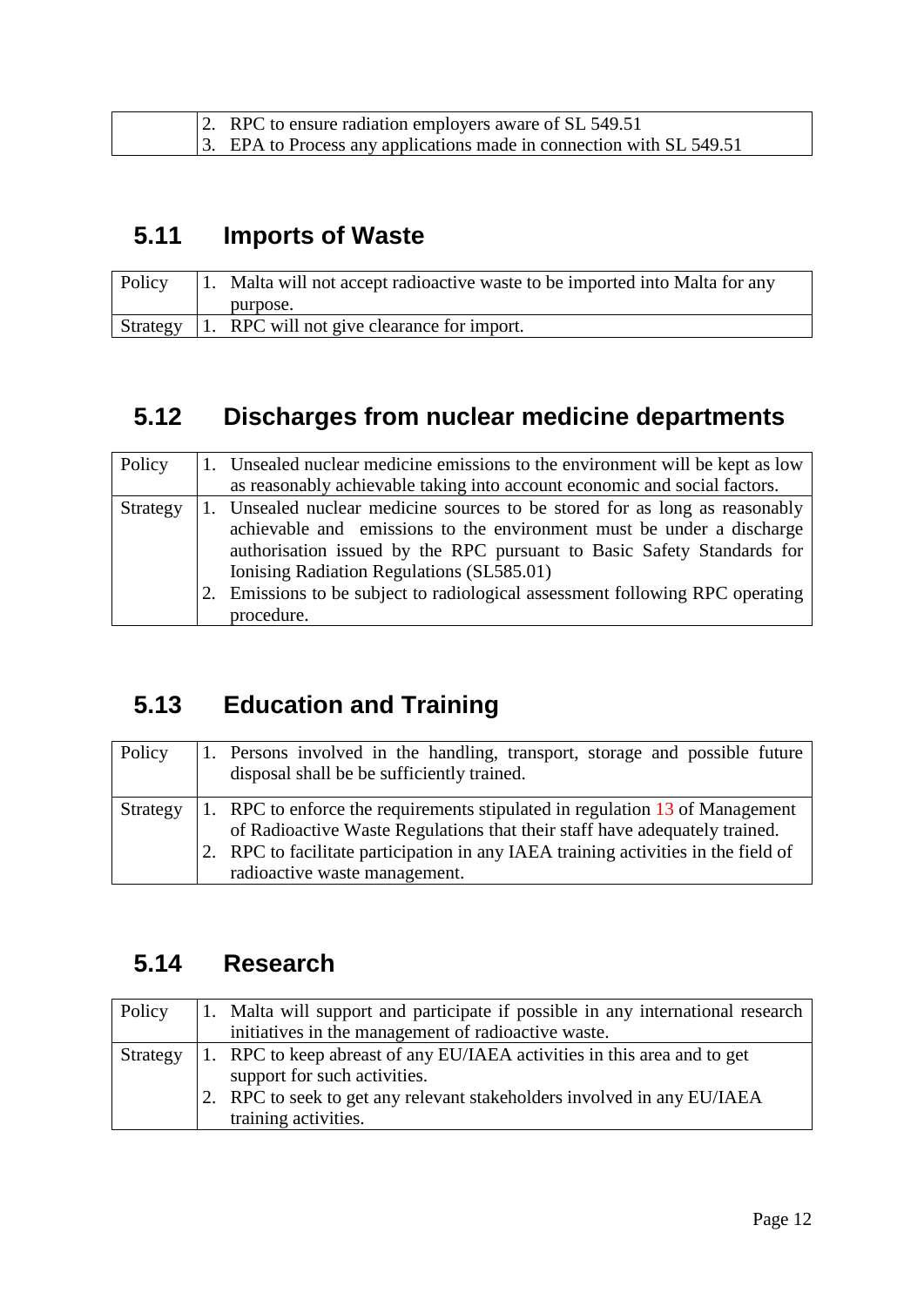| | |
|---|---|
| | 2. RPC to ensure radiation employers aware of SL 549.51<br>3. EPA to Process any applications made in connection with SL 549.51 |

## 5.11 Imports of Waste

| | |
|---|---|
| Policy | 1. Malta will not accept radioactive waste to be imported into Malta for any purpose. |
| Strategy | 1. RPC will not give clearance for import. |

## 5.12 Discharges from nuclear medicine departments

| | |
|---|---|
| Policy | 1. Unsealed nuclear medicine emissions to the environment will be kept as low as reasonably achievable taking into account economic and social factors. |
| Strategy | 1. Unsealed nuclear medicine sources to be stored for as long as reasonably achievable and emissions to the environment must be under a discharge authorisation issued by the RPC pursuant to Basic Safety Standards for Ionising Radiation Regulations (SL585.01)<br>2. Emissions to be subject to radiological assessment following RPC operating procedure. |

## 5.13 Education and Training

| | |
|---|---|
| Policy | 1. Persons involved in the handling, transport, storage and possible future disposal shall be be sufficiently trained. |
| Strategy | 1. RPC to enforce the requirements stipulated in regulation 13 of Management of Radioactive Waste Regulations that their staff have adequately trained.<br>2. RPC to facilitate participation in any IAEA training activities in the field of radioactive waste management. |

## 5.14 Research

| | |
|---|---|
| Policy | 1. Malta will support and participate if possible in any international research initiatives in the management of radioactive waste. |
| Strategy | 1. RPC to keep abreast of any EU/IAEA activities in this area and to get support for such activities.<br>2. RPC to seek to get any relevant stakeholders involved in any EU/IAEA training activities. |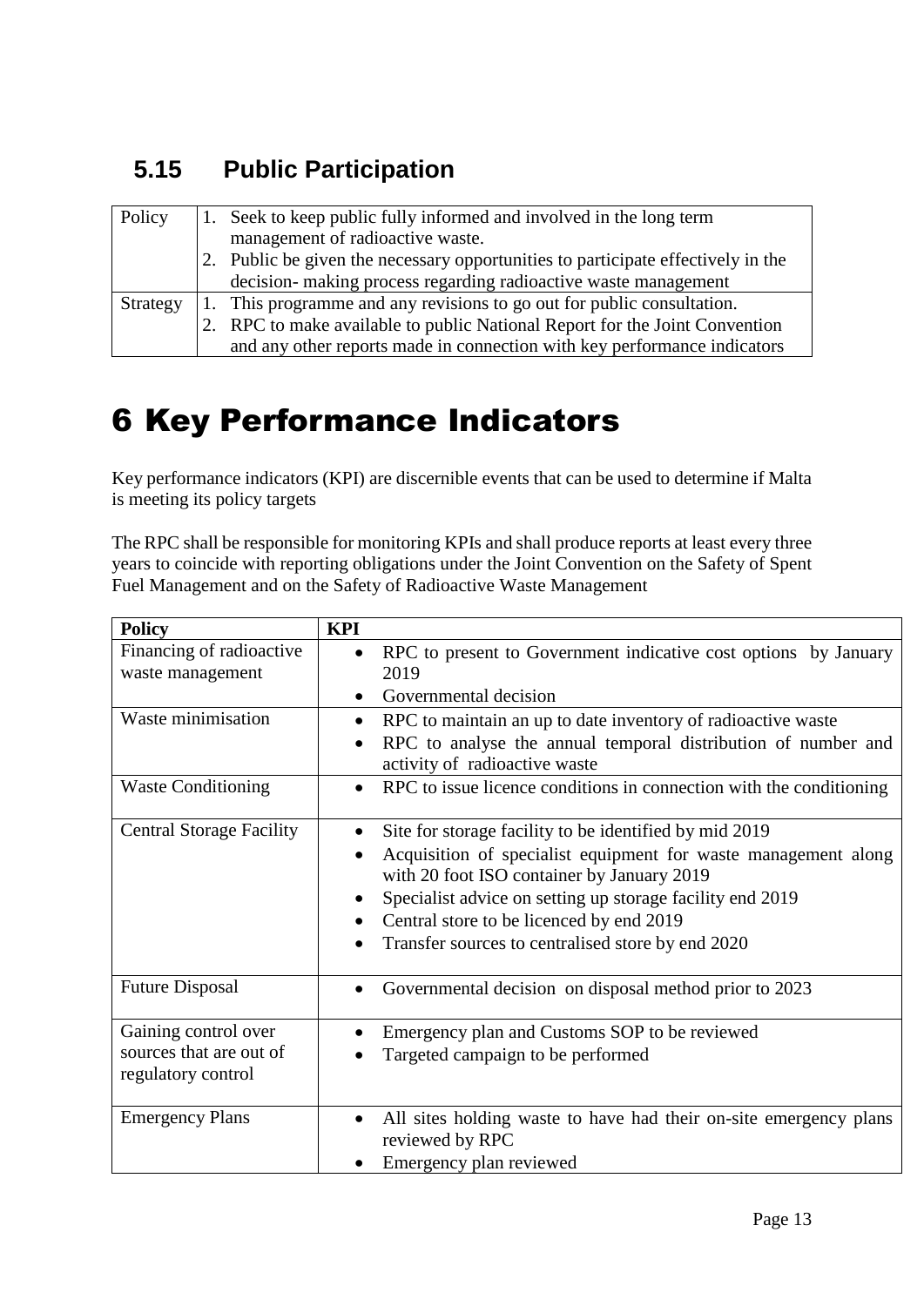## 5.15 Public Participation

| | |
|---|---|
| Policy | 1. Seek to keep public fully informed and involved in the long term management of radioactive waste.<br>2. Public be given the necessary opportunities to participate effectively in the decision- making process regarding radioactive waste management |
| Strategy | 1. This programme and any revisions to go out for public consultation.<br>2. RPC to make available to public National Report for the Joint Convention and any other reports made in connection with key performance indicators |

# 6 Key Performance Indicators

Key performance indicators (KPI) are discernible events that can be used to determine if Malta is meeting its policy targets

The RPC shall be responsible for monitoring KPIs and shall produce reports at least every three years to coincide with reporting obligations under the Joint Convention on the Safety of Spent Fuel Management and on the Safety of Radioactive Waste Management

| Policy | KPI |
|---|---|
| Financing of radioactive waste management | • RPC to present to Government indicative cost options by January 2019<br>• Governmental decision |
| Waste minimisation | • RPC to maintain an up to date inventory of radioactive waste<br>• RPC to analyse the annual temporal distribution of number and activity of radioactive waste |
| Waste Conditioning | • RPC to issue licence conditions in connection with the conditioning |
| Central Storage Facility | • Site for storage facility to be identified by mid 2019<br>• Acquisition of specialist equipment for waste management along with 20 foot ISO container by January 2019<br>• Specialist advice on setting up storage facility end 2019<br>• Central store to be licenced by end 2019<br>• Transfer sources to centralised store by end 2020 |
| Future Disposal | • Governmental decision on disposal method prior to 2023 |
| Gaining control over sources that are out of regulatory control | • Emergency plan and Customs SOP to be reviewed<br>• Targeted campaign to be performed |
| Emergency Plans | • All sites holding waste to have had their on-site emergency plans reviewed by RPC<br>• Emergency plan reviewed |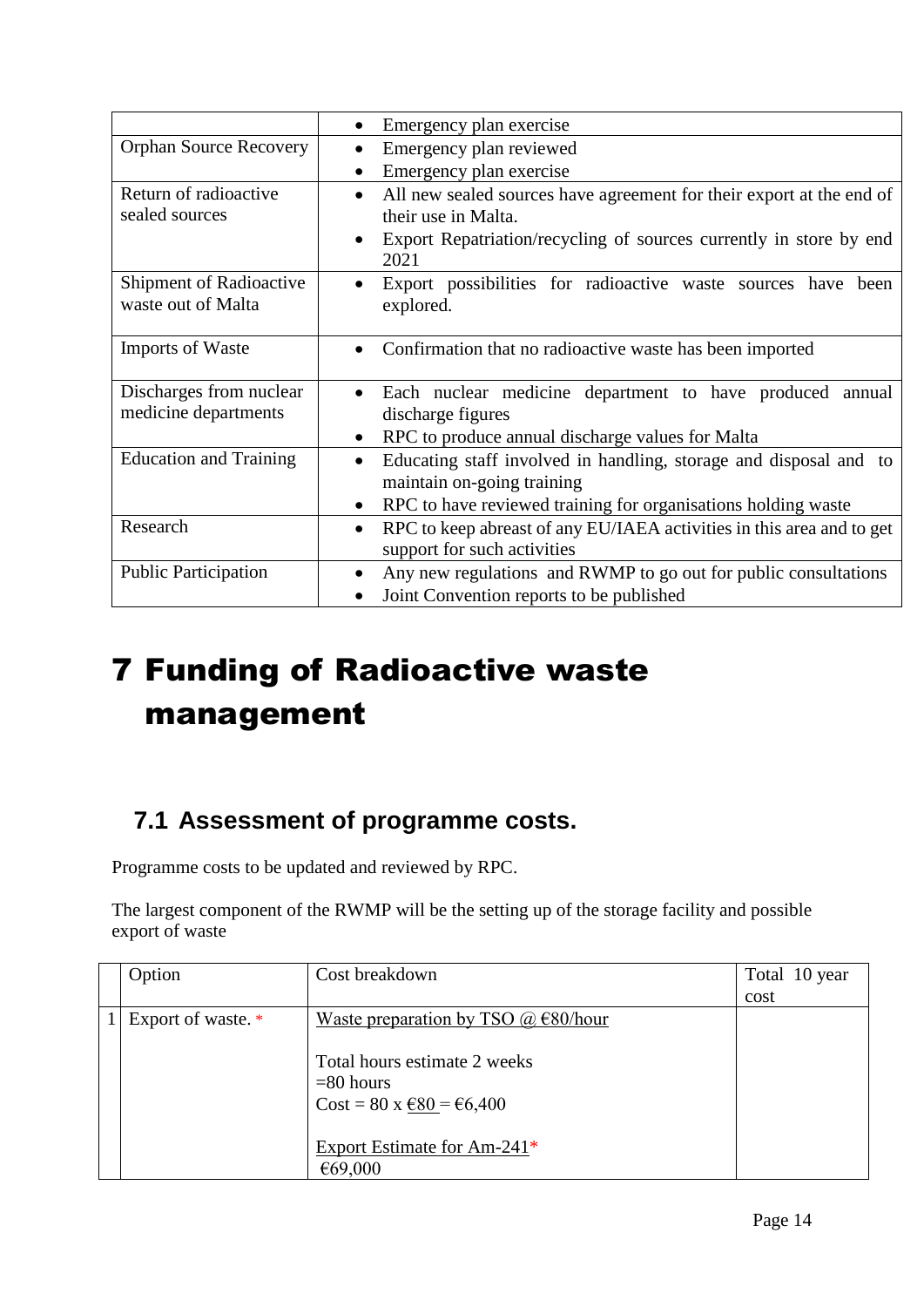| | |
|---|---|
| | • Emergency plan exercise |
| Orphan Source Recovery | • Emergency plan reviewed<br>• Emergency plan exercise |
| Return of radioactive sealed sources | • All new sealed sources have agreement for their export at the end of their use in Malta.<br>• Export Repatriation/recycling of sources currently in store by end 2021 |
| Shipment of Radioactive waste out of Malta | • Export possibilities for radioactive waste sources have been explored. |
| Imports of Waste | • Confirmation that no radioactive waste has been imported |
| Discharges from nuclear medicine departments | • Each nuclear medicine department to have produced annual discharge figures<br>• RPC to produce annual discharge values for Malta |
| Education and Training | • Educating staff involved in handling, storage and disposal and to maintain on-going training<br>• RPC to have reviewed training for organisations holding waste |
| Research | • RPC to keep abreast of any EU/IAEA activities in this area and to get support for such activities |
| Public Participation | • Any new regulations and RWMP to go out for public consultations<br>• Joint Convention reports to be published |

# 7 Funding of Radioactive waste management

## 7.1 Assessment of programme costs.

Programme costs to be updated and reviewed by RPC.

The largest component of the RWMP will be the setting up of the storage facility and possible export of waste

| | Option | Cost breakdown | Total 10 year cost |
|---|---|---|---|
| 1 | Export of waste. * | Waste preparation by TSO @ €80/hour<br><br>Total hours estimate 2 weeks<br>=80 hours<br>Cost = 80 x €80 = €6,400<br><br>Export Estimate for Am-241*<br>€69,000 | |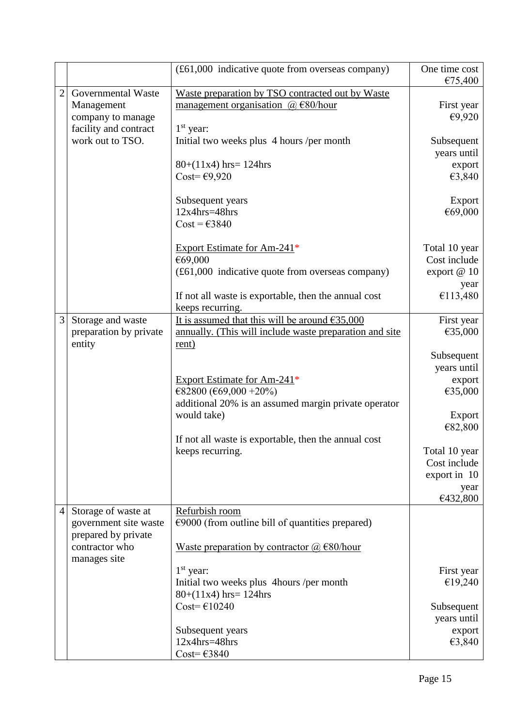| | | | |
|---|---|---|---|
| | | (£61,000 indicative quote from overseas company) | One time cost €75,400 |
| 2 | Governmental Waste Management company to manage facility and contract work out to TSO. | Waste preparation by TSO contracted out by Waste management organisation @ €80/hour<br><br>1st year:<br>Initial two weeks plus 4 hours /per month<br><br>80+(11x4) hrs= 124hrs<br>Cost= €9,920<br><br>Subsequent years<br>12x4hrs=48hrs<br>Cost = €3840<br><br>Export Estimate for Am-241*<br>€69,000<br>(£61,000 indicative quote from overseas company)<br><br>If not all waste is exportable, then the annual cost keeps recurring. | First year €9,920<br><br>Subsequent years until export €3,840<br><br>Export €69,000<br><br>Total 10 year Cost include export @ 10 year €113,480 |
| 3 | Storage and waste preparation by private entity | It is assumed that this will be around €35,000 annually. (This will include waste preparation and site rent)<br><br>Export Estimate for Am-241*<br>€82800 (€69,000 +20%)<br>additional 20% is an assumed margin private operator would take)<br><br>If not all waste is exportable, then the annual cost keeps recurring. | First year €35,000<br><br>Subsequent years until export €35,000<br><br>Export €82,800<br><br>Total 10 year Cost include export in 10 year €432,800 |
| 4 | Storage of waste at government site waste prepared by private contractor who manages site | Refurbish room<br>€9000 (from outline bill of quantities prepared)<br><br>Waste preparation by contractor @ €80/hour<br><br>1st year:<br>Initial two weeks plus 4hours /per month<br>80+(11x4) hrs= 124hrs<br>Cost= €10240<br><br>Subsequent years<br>12x4hrs=48hrs<br>Cost= €3840 | First year €19,240<br><br>Subsequent years until export €3,840 |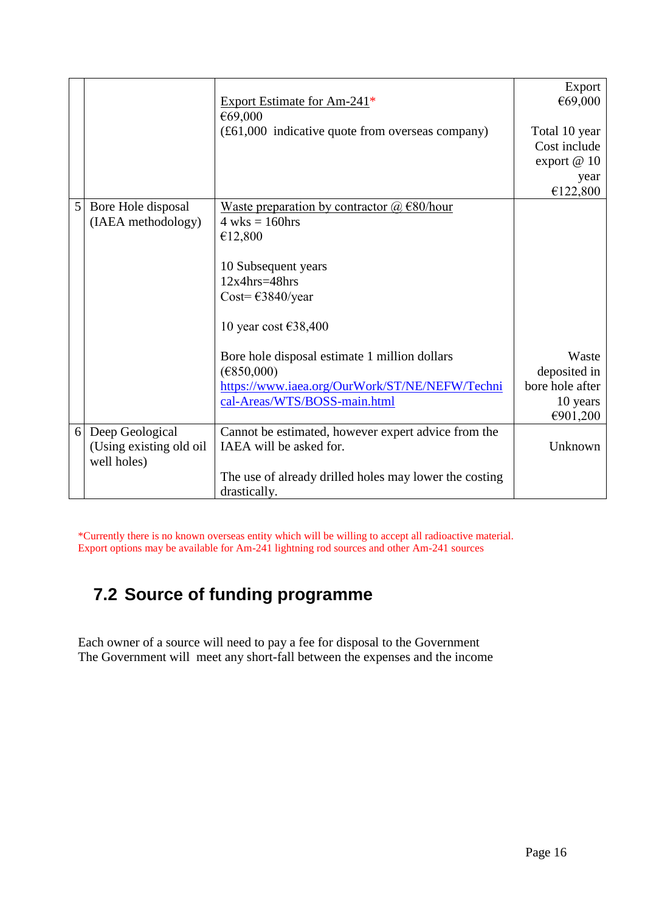| | | | |
|---|---|---|---|
| | | Export Estimate for Am-241*<br>€69,000<br>(£61,000 indicative quote from overseas company) | Export €69,000<br><br>Total 10 year Cost include export @ 10 year €122,800 |
| 5 | Bore Hole disposal (IAEA methodology) | Waste preparation by contractor @ €80/hour<br>4 wks = 160hrs<br>€12,800<br><br>10 Subsequent years<br>12x4hrs=48hrs<br>Cost= €3840/year<br><br>10 year cost €38,400<br><br>Bore hole disposal estimate 1 million dollars (€850,000)<br>https://www.iaea.org/OurWork/ST/NE/NEFW/Technical-Areas/WTS/BOSS-main.html | Waste deposited in bore hole after 10 years €901,200 |
| 6 | Deep Geological (Using existing old oil well holes) | Cannot be estimated, however expert advice from the IAEA will be asked for.<br><br>The use of already drilled holes may lower the costing drastically. | Unknown |

*Currently there is no known overseas entity which will be willing to accept all radioactive material. Export options may be available for Am-241 lightning rod sources and other Am-241 sources

## 7.2 Source of funding programme

Each owner of a source will need to pay a fee for disposal to the Government
The Government will meet any short-fall between the expenses and the income